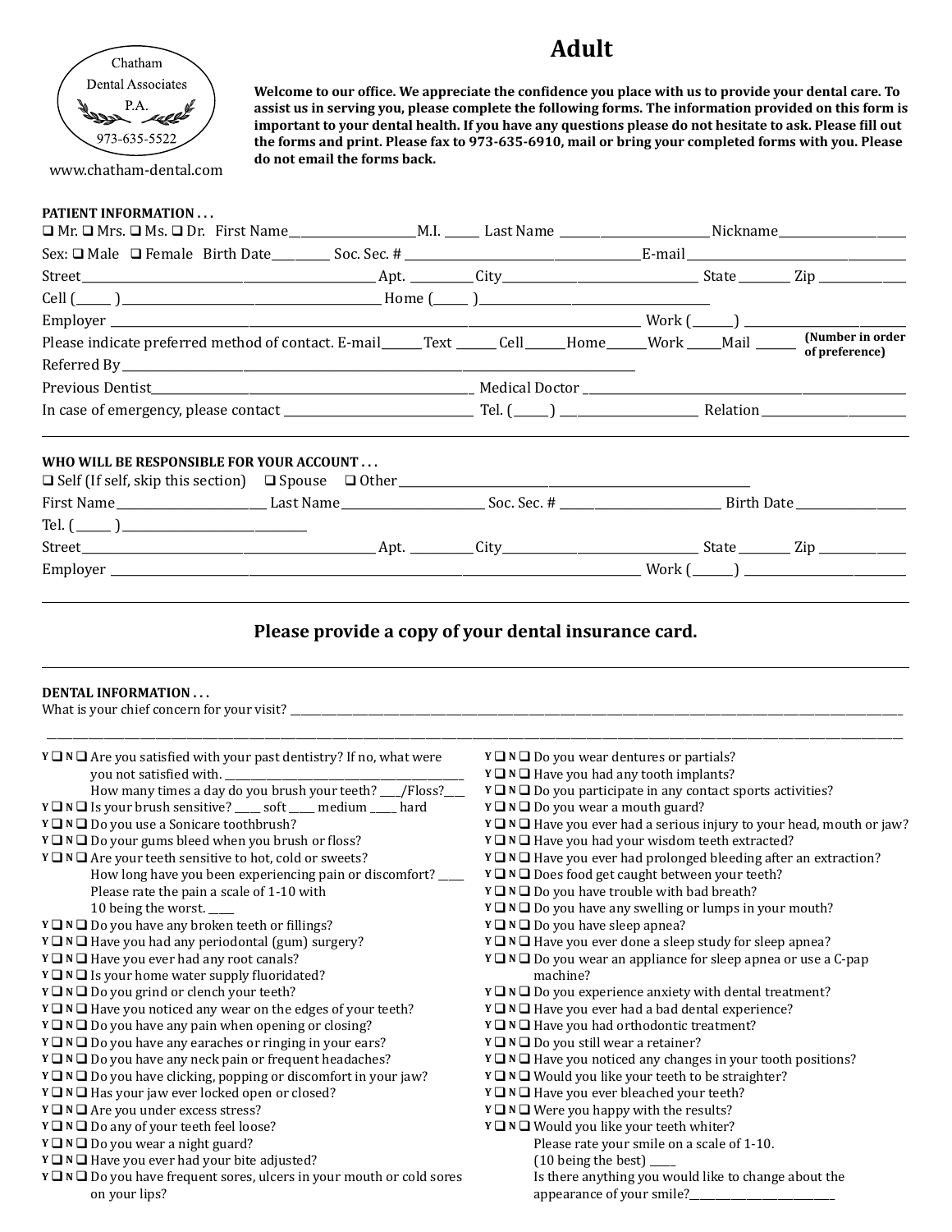Chatham Dental Associates P.A.
973-635-5522
www.chatham-dental.com

# Adult

**Welcome to our office. We appreciate the confidence you place with us to provide your dental care. To assist us in serving you, please complete the following forms. The information provided on this form is important to your dental health. If you have any questions please do not hesitate to ask. Please fill out the forms and print. Please fax to 973-635-6910, mail or bring your completed forms with you. Please do not email the forms back.**

**PATIENT INFORMATION . . .**

❑ Mr. ❑ Mrs. ❑ Ms. ❑ Dr. First Name____________ M.I. ______ Last Name ____________ Nickname____________

Sex: ❑ Male ❑ Female Birth Date__________ Soc. Sec. # ____________ E-mail____________

Street____________ Apt. __________ City____________ State ________ Zip ____________

Cell (______ ) ____________ Home (______ ) ____________

Employer ____________ Work (_______) ____________

Please indicate preferred method of contact. E-mail_______ Text _______ Cell_______ Home_______ Work ______ Mail ______ **(Number in order of preference)**

Referred By ____________

Previous Dentist____________ Medical Doctor ____________

In case of emergency, please contact ____________ Tel. (______) ____________ Relation ____________

**WHO WILL BE RESPONSIBLE FOR YOUR ACCOUNT . . .**

❑ Self (If self, skip this section) ❑ Spouse ❑ Other ____________

First Name____________ Last Name____________ Soc. Sec. # ____________ Birth Date ____________

Tel. ( ______ ) ____________

Street____________ Apt. __________ City____________ State ________ Zip ____________

Employer ____________ Work (_______) ____________

## Please provide a copy of your dental insurance card.

**DENTAL INFORMATION . . .**

What is your chief concern for your visit? ____________

____________

- **Y** ❑ **N** ❑ Are you satisfied with your past dentistry? If no, what were you not satisfied with. ____________
  How many times a day do you brush your teeth? ____/Floss?____
- **Y** ❑ **N** ❑ Is your brush sensitive? _____ soft _____ medium _____ hard
- **Y** ❑ **N** ❑ Do you use a Sonicare toothbrush?
- **Y** ❑ **N** ❑ Do your gums bleed when you brush or floss?
- **Y** ❑ **N** ❑ Are your teeth sensitive to hot, cold or sweets?
  How long have you been experiencing pain or discomfort? _____
  Please rate the pain a scale of 1-10 with 10 being the worst. _____
- **Y** ❑ **N** ❑ Do you have any broken teeth or fillings?
- **Y** ❑ **N** ❑ Have you had any periodontal (gum) surgery?
- **Y** ❑ **N** ❑ Have you ever had any root canals?
- **Y** ❑ **N** ❑ Is your home water supply fluoridated?
- **Y** ❑ **N** ❑ Do you grind or clench your teeth?
- **Y** ❑ **N** ❑ Have you noticed any wear on the edges of your teeth?
- **Y** ❑ **N** ❑ Do you have any pain when opening or closing?
- **Y** ❑ **N** ❑ Do you have any earaches or ringing in your ears?
- **Y** ❑ **N** ❑ Do you have any neck pain or frequent headaches?
- **Y** ❑ **N** ❑ Do you have clicking, popping or discomfort in your jaw?
- **Y** ❑ **N** ❑ Has your jaw ever locked open or closed?
- **Y** ❑ **N** ❑ Are you under excess stress?
- **Y** ❑ **N** ❑ Do any of your teeth feel loose?
- **Y** ❑ **N** ❑ Do you wear a night guard?
- **Y** ❑ **N** ❑ Have you ever had your bite adjusted?
- **Y** ❑ **N** ❑ Do you have frequent sores, ulcers in your mouth or cold sores on your lips?
- **Y** ❑ **N** ❑ Do you wear dentures or partials?
- **Y** ❑ **N** ❑ Have you had any tooth implants?
- **Y** ❑ **N** ❑ Do you participate in any contact sports activities?
- **Y** ❑ **N** ❑ Do you wear a mouth guard?
- **Y** ❑ **N** ❑ Have you ever had a serious injury to your head, mouth or jaw?
- **Y** ❑ **N** ❑ Have you had your wisdom teeth extracted?
- **Y** ❑ **N** ❑ Have you ever had prolonged bleeding after an extraction?
- **Y** ❑ **N** ❑ Does food get caught between your teeth?
- **Y** ❑ **N** ❑ Do you have trouble with bad breath?
- **Y** ❑ **N** ❑ Do you have any swelling or lumps in your mouth?
- **Y** ❑ **N** ❑ Do you have sleep apnea?
- **Y** ❑ **N** ❑ Have you ever done a sleep study for sleep apnea?
- **Y** ❑ **N** ❑ Do you wear an appliance for sleep apnea or use a C-pap machine?
- **Y** ❑ **N** ❑ Do you experience anxiety with dental treatment?
- **Y** ❑ **N** ❑ Have you ever had a bad dental experience?
- **Y** ❑ **N** ❑ Have you had orthodontic treatment?
- **Y** ❑ **N** ❑ Do you still wear a retainer?
- **Y** ❑ **N** ❑ Have you noticed any changes in your tooth positions?
- **Y** ❑ **N** ❑ Would you like your teeth to be straighter?
- **Y** ❑ **N** ❑ Have you ever bleached your teeth?
- **Y** ❑ **N** ❑ Were you happy with the results?
- **Y** ❑ **N** ❑ Would you like your teeth whiter?
  Please rate your smile on a scale of 1-10. (10 being the best) _____
  Is there anything you would like to change about the appearance of your smile?____________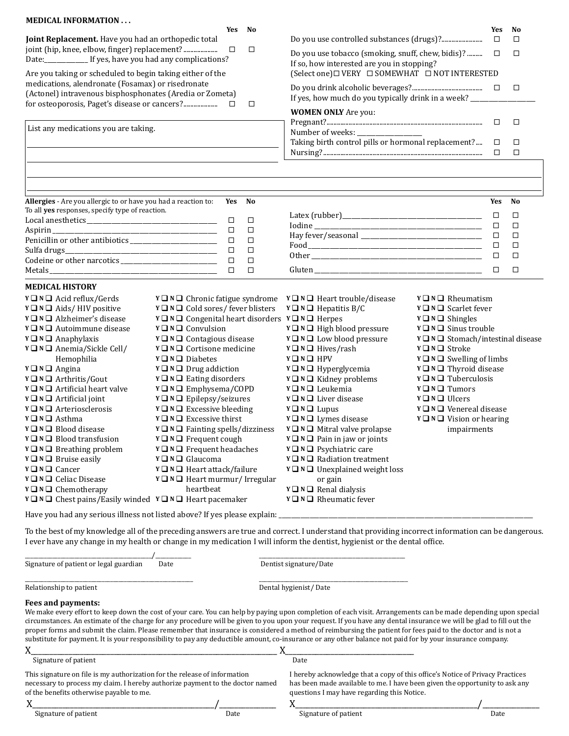**MEDICAL INFORMATION . . .**

| | Yes | No |
|---|---|---|
| **Joint Replacement.** Have you had an orthopedic total joint (hip, knee, elbow, finger) replacement? .................. | ☐ | ☐ |
| Date:______________ If yes, have you had any complications? | | |
| Are you taking or scheduled to begin taking either of the medications, alendronate (Fosamax) or risedronate (Actonel) intravenous bisphosphonates (Aredia or Zometa) for osteoporosis, Paget's disease or cancers?.................. | ☐ | ☐ |

| | Yes | No |
|---|---|---|
| Do you use controlled substances (drugs)?....................... | ☐ | ☐ |
| Do you use tobacco (smoking, snuff, chew, bidis)? ......... | ☐ | ☐ |
| If so, how interested are you in stopping? (Select one) ☐ VERY ☐ SOMEWHAT ☐ NOT INTERESTED | | |
| Do you drink alcoholic beverages?....................................... | ☐ | ☐ |
| If yes, how much do you typically drink in a week? ____________________ | | |
| **WOMEN ONLY** Are you: | | |
| Pregnant?.......................................................................................... | ☐ | ☐ |
| Number of weeks: ____________________ | | |
| Taking birth control pills or hormonal replacement?.... | ☐ | ☐ |
| Nursing?............................................................................................ | ☐ | ☐ |

List any medications you are taking.

______________________________________________________________________

______________________________________________________________________

______________________________________________________________________

______________________________________________________________________

**Allergies** - Are you allergic to or have you had a reaction to:
To all **yes** responses, specify type of reaction.

| | Yes | No |
|---|---|---|
| Local anesthetics ____________________________ | ☐ | ☐ |
| Aspirin ____________________________ | ☐ | ☐ |
| Penicillin or other antibiotics ____________________________ | ☐ | ☐ |
| Sulfa drugs ____________________________ | ☐ | ☐ |
| Codeine or other narcotics ____________________________ | ☐ | ☐ |
| Metals ____________________________ | ☐ | ☐ |
| Latex (rubber) ____________________________ | ☐ | ☐ |
| Iodine ____________________________ | ☐ | ☐ |
| Hay fever/seasonal ____________________________ | ☐ | ☐ |
| Food ____________________________ | ☐ | ☐ |
| Other ____________________________ | ☐ | ☐ |
| Gluten ____________________________ | ☐ | ☐ |

**MEDICAL HISTORY**

- Y ❑ N ❑ Acid reflux/Gerds
- Y ❑ N ❑ Aids/ HIV positive
- Y ❑ N ❑ Alzheimer's disease
- Y ❑ N ❑ Autoimmune disease
- Y ❑ N ❑ Anaphylaxis
- Y ❑ N ❑ Anemia/Sickle Cell/ Hemophilia
- Y ❑ N ❑ Angina
- Y ❑ N ❑ Arthritis/Gout
- Y ❑ N ❑ Artificial heart valve
- Y ❑ N ❑ Artificial joint
- Y ❑ N ❑ Arteriosclerosis
- Y ❑ N ❑ Asthma
- Y ❑ N ❑ Blood disease
- Y ❑ N ❑ Blood transfusion
- Y ❑ N ❑ Breathing problem
- Y ❑ N ❑ Bruise easily
- Y ❑ N ❑ Cancer
- Y ❑ N ❑ Celiac Disease
- Y ❑ N ❑ Chemotherapy
- Y ❑ N ❑ Chest pains/Easily winded
- Y ❑ N ❑ Chronic fatigue syndrome
- Y ❑ N ❑ Cold sores/ fever blisters
- Y ❑ N ❑ Congenital heart disorders
- Y ❑ N ❑ Convulsion
- Y ❑ N ❑ Contagious disease
- Y ❑ N ❑ Cortisone medicine
- Y ❑ N ❑ Diabetes
- Y ❑ N ❑ Drug addiction
- Y ❑ N ❑ Eating disorders
- Y ❑ N ❑ Emphysema/COPD
- Y ❑ N ❑ Epilepsy/seizures
- Y ❑ N ❑ Excessive bleeding
- Y ❑ N ❑ Excessive thirst
- Y ❑ N ❑ Fainting spells/dizziness
- Y ❑ N ❑ Frequent cough
- Y ❑ N ❑ Frequent headaches
- Y ❑ N ❑ Glaucoma
- Y ❑ N ❑ Heart attack/failure
- Y ❑ N ❑ Heart murmur/ Irregular heartbeat
- Y ❑ N ❑ Heart pacemaker
- Y ❑ N ❑ Heart trouble/disease
- Y ❑ N ❑ Hepatitis B/C
- Y ❑ N ❑ Herpes
- Y ❑ N ❑ High blood pressure
- Y ❑ N ❑ Low blood pressure
- Y ❑ N ❑ Hives/rash
- Y ❑ N ❑ HPV
- Y ❑ N ❑ Hyperglycemia
- Y ❑ N ❑ Kidney problems
- Y ❑ N ❑ Leukemia
- Y ❑ N ❑ Liver disease
- Y ❑ N ❑ Lupus
- Y ❑ N ❑ Lymes disease
- Y ❑ N ❑ Mitral valve prolapse
- Y ❑ N ❑ Pain in jaw or joints
- Y ❑ N ❑ Psychiatric care
- Y ❑ N ❑ Radiation treatment
- Y ❑ N ❑ Unexplained weight loss or gain
- Y ❑ N ❑ Renal dialysis
- Y ❑ N ❑ Rheumatic fever
- Y ❑ N ❑ Rheumatism
- Y ❑ N ❑ Scarlet fever
- Y ❑ N ❑ Shingles
- Y ❑ N ❑ Sinus trouble
- Y ❑ N ❑ Stomach/intestinal disease
- Y ❑ N ❑ Stroke
- Y ❑ N ❑ Swelling of limbs
- Y ❑ N ❑ Thyroid disease
- Y ❑ N ❑ Tuberculosis
- Y ❑ N ❑ Tumors
- Y ❑ N ❑ Ulcers
- Y ❑ N ❑ Venereal disease
- Y ❑ N ❑ Vision or hearing impairments

Have you had any serious illness not listed above? If yes please explain: ______________________________________________

To the best of my knowledge all of the preceding answers are true and correct. I understand that providing incorrect information can be dangerous. I ever have any change in my health or change in my medication I will inform the dentist, hygienist or the dental office.

______________________________/__________
Signature of patient or legal guardian Date

______________________________
Dentist signature/Date

______________________________
Relationship to patient

______________________________
Dental hygienist/ Date

**Fees and payments:**

We make every effort to keep down the cost of your care. You can help by paying upon completion of each visit. Arrangements can be made depending upon special circumstances. An estimate of the charge for any procedure will be given to you upon your request. If you have any dental insurance we will be glad to fill out the proper forms and submit the claim. Please remember that insurance is considered a method of reimbursing the patient for fees paid to the doctor and is not a substitute for payment. It is your responsibility to pay any deductible amount, co-insurance or any other balance not paid for by your insurance company.

X______________________________________________ X______________________
Signature of patient Date

This signature on file is my authorization for the release of information necessary to process my claim. I hereby authorize payment to the doctor named of the benefits otherwise payable to me.

X______________________________/__________
Signature of patient Date

I hereby acknowledge that a copy of this office's Notice of Privacy Practices has been made available to me. I have been given the opportunity to ask any questions I may have regarding this Notice.

X______________________________/__________
Signature of patient Date